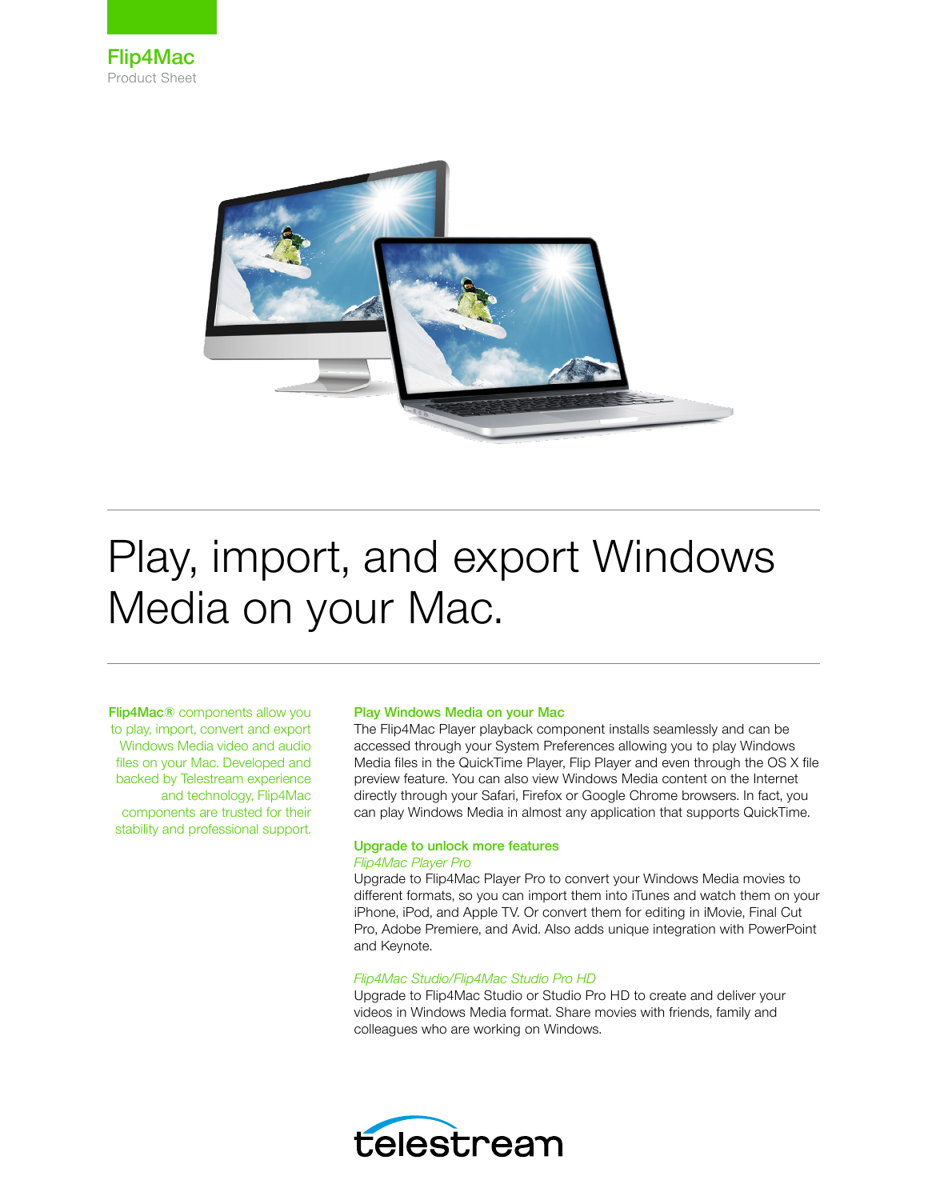Flip4Mac
Product Sheet

# Play, import, and export Windows Media on your Mac.

**Flip4Mac®** components allow you to play, import, convert and export Windows Media video and audio files on your Mac. Developed and backed by Telestream experience and technology, Flip4Mac components are trusted for their stability and professional support.

## Play Windows Media on your Mac

The Flip4Mac Player playback component installs seamlessly and can be accessed through your System Preferences allowing you to play Windows Media files in the QuickTime Player, Flip Player and even through the OS X file preview feature. You can also view Windows Media content on the Internet directly through your Safari, Firefox or Google Chrome browsers. In fact, you can play Windows Media in almost any application that supports QuickTime.

## Upgrade to unlock more features

*Flip4Mac Player Pro*

Upgrade to Flip4Mac Player Pro to convert your Windows Media movies to different formats, so you can import them into iTunes and watch them on your iPhone, iPod, and Apple TV. Or convert them for editing in iMovie, Final Cut Pro, Adobe Premiere, and Avid. Also adds unique integration with PowerPoint and Keynote.

*Flip4Mac Studio/Flip4Mac Studio Pro HD*

Upgrade to Flip4Mac Studio or Studio Pro HD to create and deliver your videos in Windows Media format. Share movies with friends, family and colleagues who are working on Windows.

telestream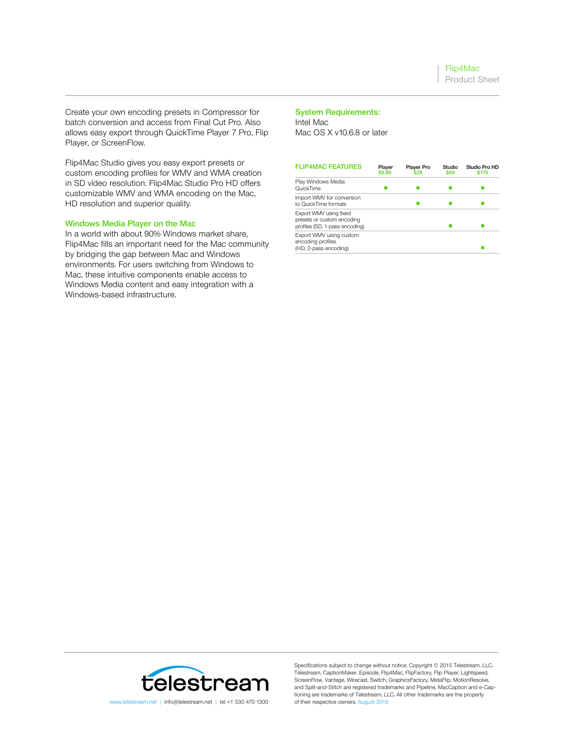Create your own encoding presets in Compressor for batch conversion and access from Final Cut Pro. Also allows easy export through QuickTime Player 7 Pro, Flip Player, or ScreenFlow.

Flip4Mac Studio gives you easy export presets or custom encoding profiles for WMV and WMA creation in SD video resolution. Flip4Mac Studio Pro HD offers customizable WMV and WMA encoding on the Mac, HD resolution and superior quality.

## Windows Media Player on the Mac

In a world with about 90% Windows market share, Flip4Mac fills an important need for the Mac community by bridging the gap between Mac and Windows environments. For users switching from Windows to Mac, these intuitive components enable access to Windows Media content and easy integration with a Windows-based infrastructure.

## System Requirements:

Intel Mac
Mac OS X v10.6.8 or later

| FLIP4MAC FEATURES | Player $9.99 | Player Pro $29 | Studio $49 | Studio Pro HD $179 |
|---|---|---|---|---|
| Play Windows Media QuickTime | ■ | ■ | ■ | ■ |
| Import WMV for conversion to QuickTime formats | | ■ | ■ | ■ |
| Export WMV using fixed presets or custom encoding profiles (SD, 1-pass encoding) | | | ■ | ■ |
| Export WMV using custom encoding profiles (HD, 2-pass encoding) | | | | ■ |

telestream

www.telestream.net | info@telestream.net | tel +1 530 470 1300

Specifications subject to change without notice. Copyright © 2015 Telestream, LLC. Telestream, CaptionMaker, Episode, Flip4Mac, FlipFactory, Flip Player, Lightspeed, ScreenFlow, Vantage, Wirecast, Switch, GraphicsFactory, MetaFlip, MotionResolve, and Split-and-Stitch are registered trademarks and Pipeline, MacCaption and e-Captioning are trademarks of Telestream, LLC. All other trademarks are the property of their respective owners. August 2016